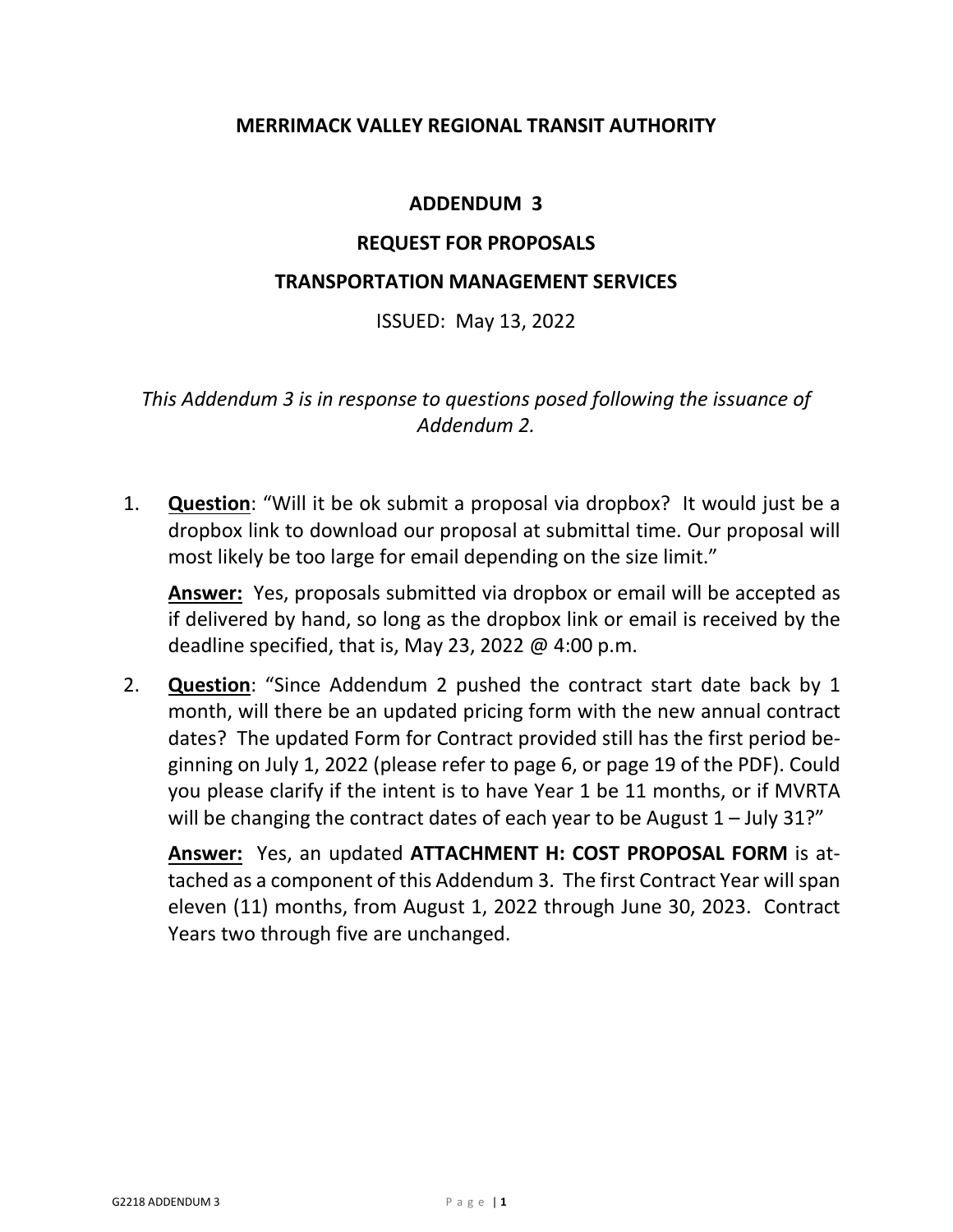# MERRIMACK VALLEY REGIONAL TRANSIT AUTHORITY

## ADDENDUM 3

## REQUEST FOR PROPOSALS

## TRANSPORTATION MANAGEMENT SERVICES

ISSUED: May 13, 2022

*This Addendum 3 is in response to questions posed following the issuance of Addendum 2.*

1. **Question**: "Will it be ok submit a proposal via dropbox? It would just be a dropbox link to download our proposal at submittal time. Our proposal will most likely be too large for email depending on the size limit."

   **Answer:** Yes, proposals submitted via dropbox or email will be accepted as if delivered by hand, so long as the dropbox link or email is received by the deadline specified, that is, May 23, 2022 @ 4:00 p.m.

2. **Question**: "Since Addendum 2 pushed the contract start date back by 1 month, will there be an updated pricing form with the new annual contract dates? The updated Form for Contract provided still has the first period beginning on July 1, 2022 (please refer to page 6, or page 19 of the PDF). Could you please clarify if the intent is to have Year 1 be 11 months, or if MVRTA will be changing the contract dates of each year to be August 1 – July 31?"

   **Answer:** Yes, an updated **ATTACHMENT H: COST PROPOSAL FORM** is attached as a component of this Addendum 3. The first Contract Year will span eleven (11) months, from August 1, 2022 through June 30, 2023. Contract Years two through five are unchanged.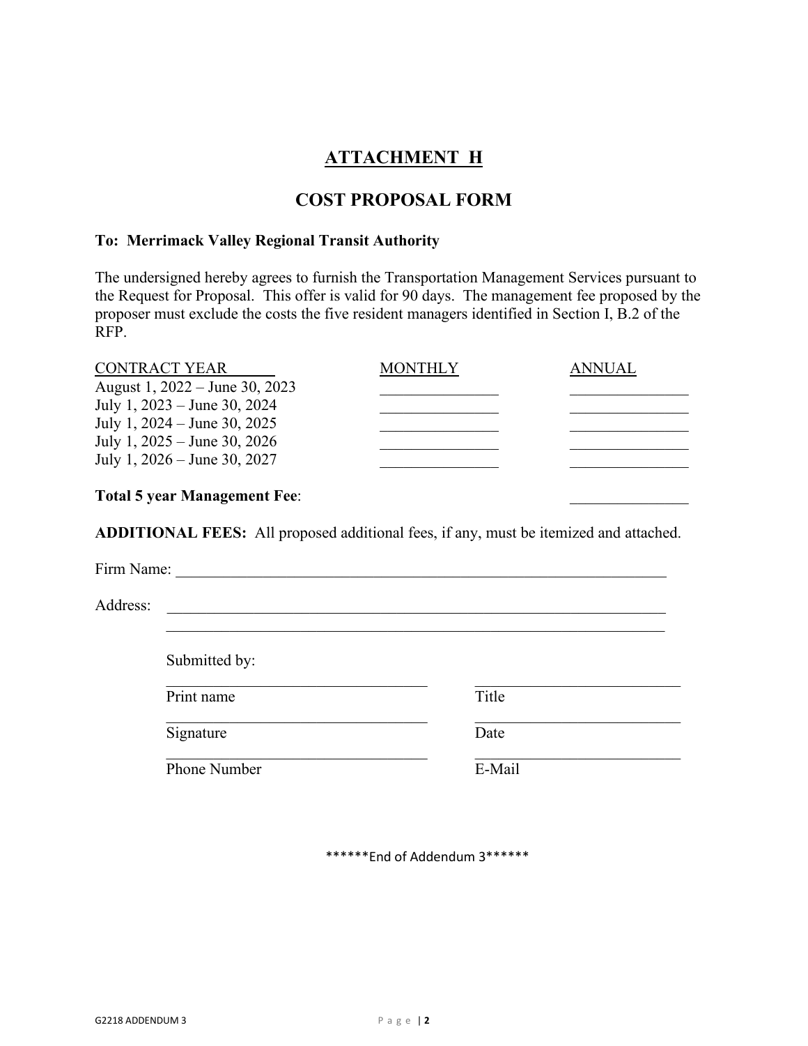# ATTACHMENT H

## COST PROPOSAL FORM

**To: Merrimack Valley Regional Transit Authority**

The undersigned hereby agrees to furnish the Transportation Management Services pursuant to the Request for Proposal. This offer is valid for 90 days. The management fee proposed by the proposer must exclude the costs the five resident managers identified in Section I, B.2 of the RFP.

| CONTRACT YEAR | MONTHLY | ANNUAL |
|---|---|---|
| August 1, 2022 – June 30, 2023 | _______________ | _______________ |
| July 1, 2023 – June 30, 2024 | _______________ | _______________ |
| July 1, 2024 – June 30, 2025 | _______________ | _______________ |
| July 1, 2025 – June 30, 2026 | _______________ | _______________ |
| July 1, 2026 – June 30, 2027 | _______________ | _______________ |

**Total 5 year Management Fee**: _______________

**ADDITIONAL FEES:** All proposed additional fees, if any, must be itemized and attached.

Firm Name: ______________________________________________________________

Address: ______________________________________________________________

______________________________________________________________

Submitted by:

| | |
|---|---|
| _______________________________ | _______________________________ |
| Print name | Title |
| _______________________________ | _______________________________ |
| Signature | Date |
| _______________________________ | _______________________________ |
| Phone Number | E-Mail |

******End of Addendum 3******